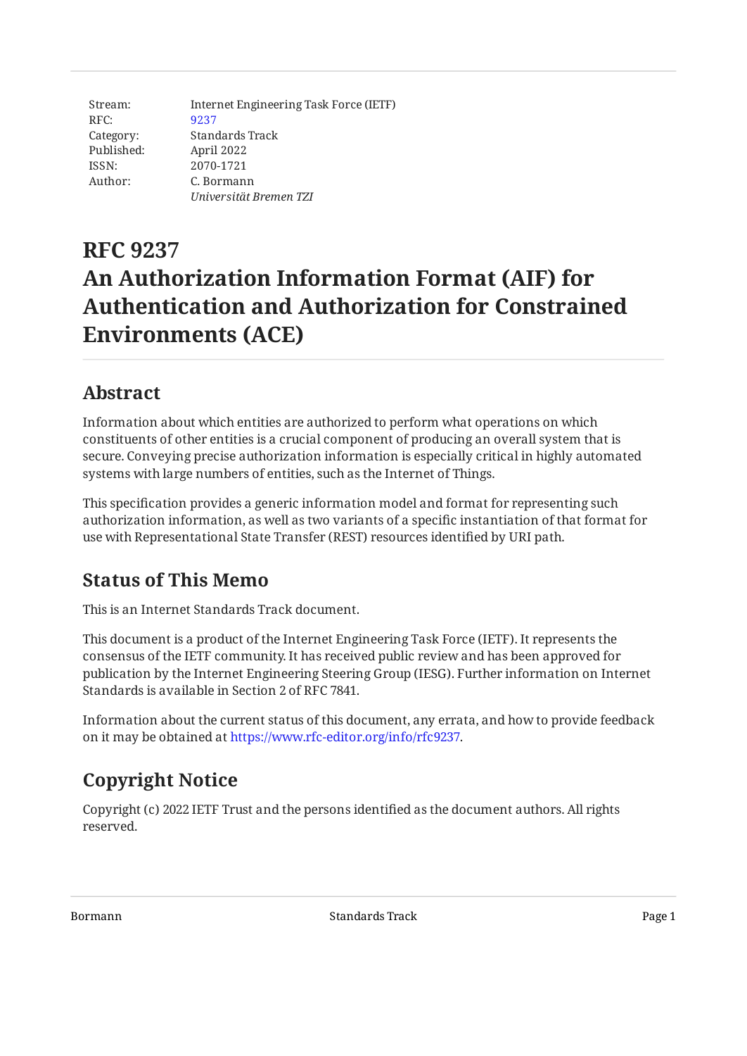| | |
|---|---|
| Stream: | Internet Engineering Task Force (IETF) |
| RFC: | 9237 |
| Category: | Standards Track |
| Published: | April 2022 |
| ISSN: | 2070-1721 |
| Author: | C. Bormann |
| | *Universität Bremen TZI* |

# RFC 9237
# An Authorization Information Format (AIF) for Authentication and Authorization for Constrained Environments (ACE)

## Abstract

Information about which entities are authorized to perform what operations on which constituents of other entities is a crucial component of producing an overall system that is secure. Conveying precise authorization information is especially critical in highly automated systems with large numbers of entities, such as the Internet of Things.

This specification provides a generic information model and format for representing such authorization information, as well as two variants of a specific instantiation of that format for use with Representational State Transfer (REST) resources identified by URI path.

## Status of This Memo

This is an Internet Standards Track document.

This document is a product of the Internet Engineering Task Force (IETF). It represents the consensus of the IETF community. It has received public review and has been approved for publication by the Internet Engineering Steering Group (IESG). Further information on Internet Standards is available in Section 2 of RFC 7841.

Information about the current status of this document, any errata, and how to provide feedback on it may be obtained at https://www.rfc-editor.org/info/rfc9237.

## Copyright Notice

Copyright (c) 2022 IETF Trust and the persons identified as the document authors. All rights reserved.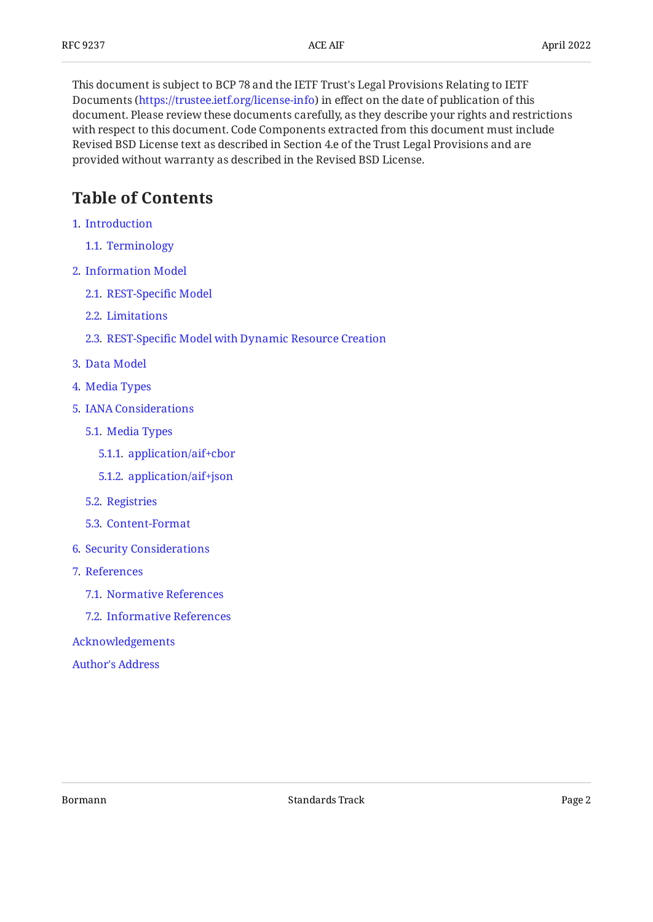This document is subject to BCP 78 and the IETF Trust's Legal Provisions Relating to IETF Documents (https://trustee.ietf.org/license-info) in effect on the date of publication of this document. Please review these documents carefully, as they describe your rights and restrictions with respect to this document. Code Components extracted from this document must include Revised BSD License text as described in Section 4.e of the Trust Legal Provisions and are provided without warranty as described in the Revised BSD License.

## Table of Contents

- 1. Introduction
  - 1.1. Terminology
- 2. Information Model
  - 2.1. REST-Specific Model
  - 2.2. Limitations
  - 2.3. REST-Specific Model with Dynamic Resource Creation
- 3. Data Model
- 4. Media Types
- 5. IANA Considerations
  - 5.1. Media Types
    - 5.1.1. application/aif+cbor
    - 5.1.2. application/aif+json
  - 5.2. Registries
  - 5.3. Content-Format
- 6. Security Considerations
- 7. References
  - 7.1. Normative References
  - 7.2. Informative References
- Acknowledgements
- Author's Address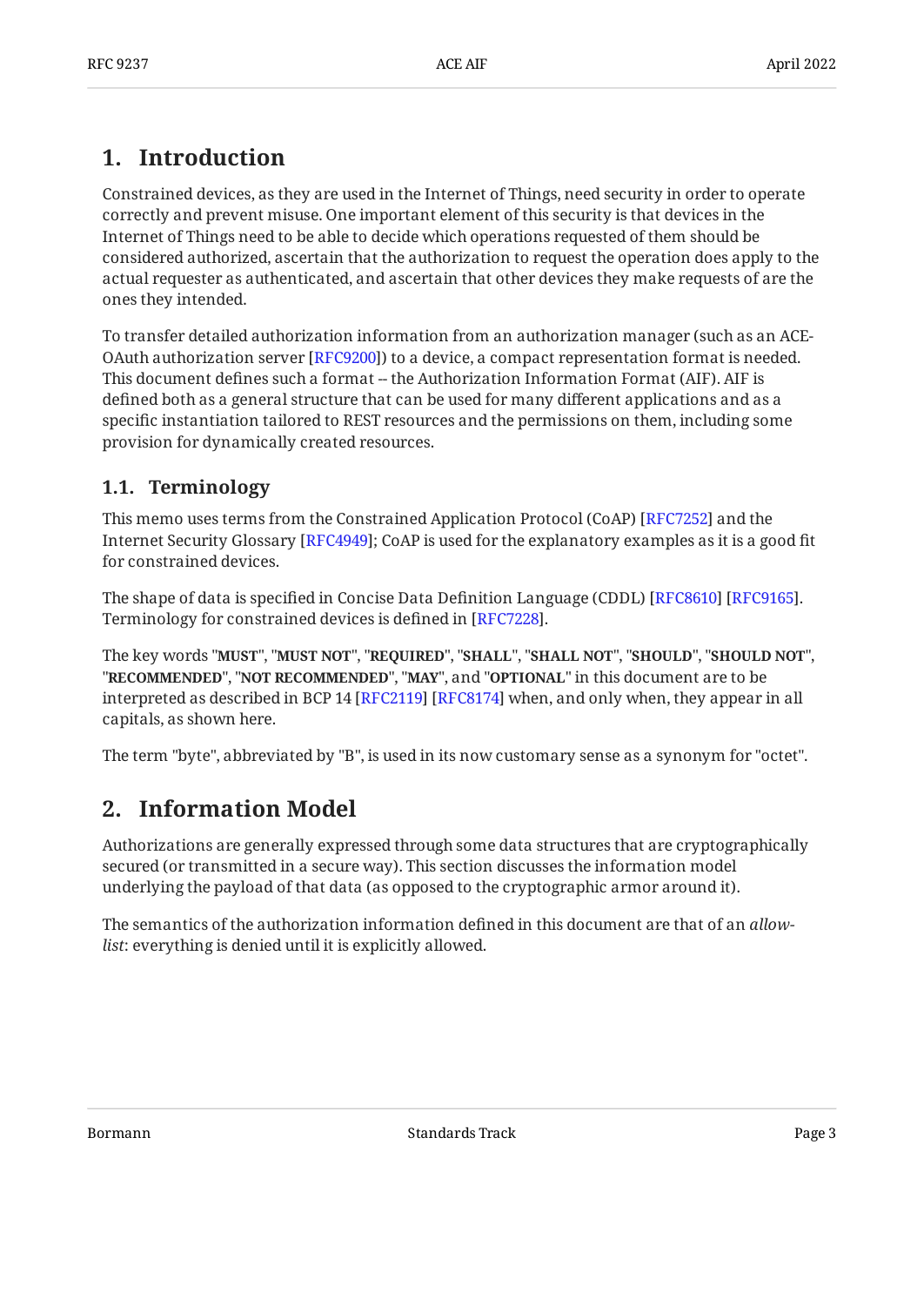# 1. Introduction

Constrained devices, as they are used in the Internet of Things, need security in order to operate correctly and prevent misuse. One important element of this security is that devices in the Internet of Things need to be able to decide which operations requested of them should be considered authorized, ascertain that the authorization to request the operation does apply to the actual requester as authenticated, and ascertain that other devices they make requests of are the ones they intended.

To transfer detailed authorization information from an authorization manager (such as an ACE-OAuth authorization server [RFC9200]) to a device, a compact representation format is needed. This document defines such a format -- the Authorization Information Format (AIF). AIF is defined both as a general structure that can be used for many different applications and as a specific instantiation tailored to REST resources and the permissions on them, including some provision for dynamically created resources.

## 1.1. Terminology

This memo uses terms from the Constrained Application Protocol (CoAP) [RFC7252] and the Internet Security Glossary [RFC4949]; CoAP is used for the explanatory examples as it is a good fit for constrained devices.

The shape of data is specified in Concise Data Definition Language (CDDL) [RFC8610] [RFC9165]. Terminology for constrained devices is defined in [RFC7228].

The key words "**MUST**", "**MUST NOT**", "**REQUIRED**", "**SHALL**", "**SHALL NOT**", "**SHOULD**", "**SHOULD NOT**", "**RECOMMENDED**", "**NOT RECOMMENDED**", "**MAY**", and "**OPTIONAL**" in this document are to be interpreted as described in BCP 14 [RFC2119] [RFC8174] when, and only when, they appear in all capitals, as shown here.

The term "byte", abbreviated by "B", is used in its now customary sense as a synonym for "octet".

# 2. Information Model

Authorizations are generally expressed through some data structures that are cryptographically secured (or transmitted in a secure way). This section discusses the information model underlying the payload of that data (as opposed to the cryptographic armor around it).

The semantics of the authorization information defined in this document are that of an *allow-list*: everything is denied until it is explicitly allowed.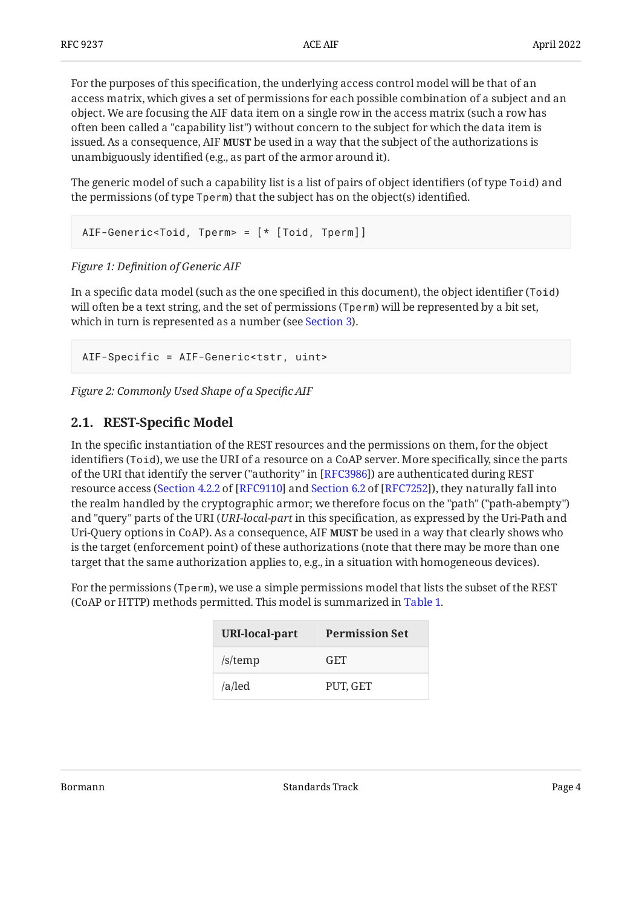For the purposes of this specification, the underlying access control model will be that of an access matrix, which gives a set of permissions for each possible combination of a subject and an object. We are focusing the AIF data item on a single row in the access matrix (such a row has often been called a "capability list") without concern to the subject for which the data item is issued. As a consequence, AIF **MUST** be used in a way that the subject of the authorizations is unambiguously identified (e.g., as part of the armor around it).

The generic model of such a capability list is a list of pairs of object identifiers (of type `Toid`) and the permissions (of type `Tperm`) that the subject has on the object(s) identified.

```
AIF-Generic<Toid, Tperm> = [* [Toid, Tperm]]
```

*Figure 1: Definition of Generic AIF*

In a specific data model (such as the one specified in this document), the object identifier (`Toid`) will often be a text string, and the set of permissions (`Tperm`) will be represented by a bit set, which in turn is represented as a number (see Section 3).

```
AIF-Specific = AIF-Generic<tstr, uint>
```

*Figure 2: Commonly Used Shape of a Specific AIF*

## 2.1. REST-Specific Model

In the specific instantiation of the REST resources and the permissions on them, for the object identifiers (`Toid`), we use the URI of a resource on a CoAP server. More specifically, since the parts of the URI that identify the server ("authority" in [RFC3986]) are authenticated during REST resource access (Section 4.2.2 of [RFC9110] and Section 6.2 of [RFC7252]), they naturally fall into the realm handled by the cryptographic armor; we therefore focus on the "path" ("path-abempty") and "query" parts of the URI (*URI-local-part* in this specification, as expressed by the Uri-Path and Uri-Query options in CoAP). As a consequence, AIF **MUST** be used in a way that clearly shows who is the target (enforcement point) of these authorizations (note that there may be more than one target that the same authorization applies to, e.g., in a situation with homogeneous devices).

For the permissions (`Tperm`), we use a simple permissions model that lists the subset of the REST (CoAP or HTTP) methods permitted. This model is summarized in Table 1.

| URI-local-part | Permission Set |
|---|---|
| /s/temp | GET |
| /a/led | PUT, GET |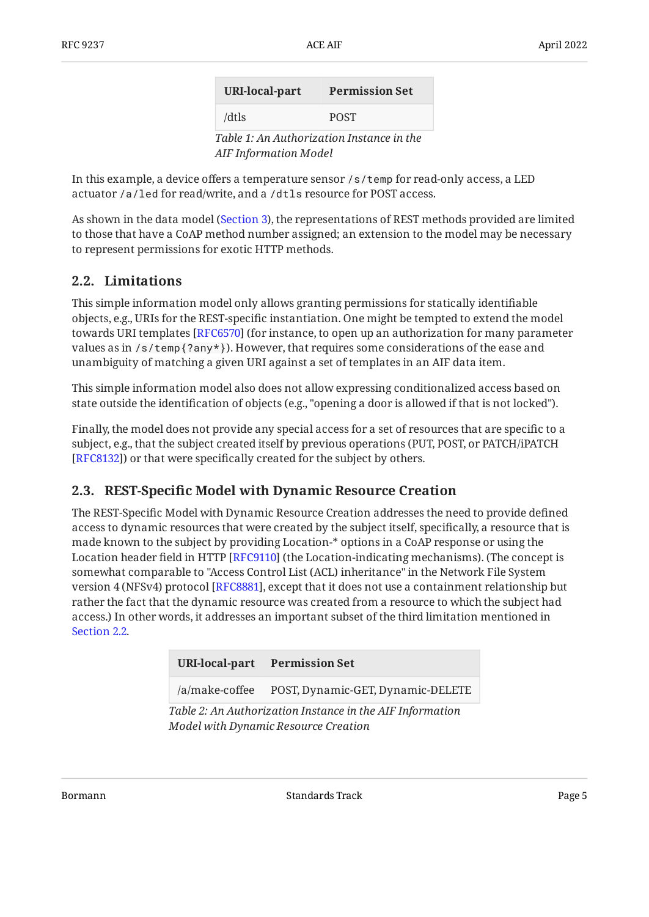| URI-local-part | Permission Set |
| --- | --- |
| /dtls | POST |

*Table 1: An Authorization Instance in the AIF Information Model*

In this example, a device offers a temperature sensor `/s/temp` for read-only access, a LED actuator `/a/led` for read/write, and a `/dtls` resource for POST access.

As shown in the data model (Section 3), the representations of REST methods provided are limited to those that have a CoAP method number assigned; an extension to the model may be necessary to represent permissions for exotic HTTP methods.

### 2.2. Limitations

This simple information model only allows granting permissions for statically identifiable objects, e.g., URIs for the REST-specific instantiation. One might be tempted to extend the model towards URI templates [RFC6570] (for instance, to open up an authorization for many parameter values as in `/s/temp{?any*}`). However, that requires some considerations of the ease and unambiguity of matching a given URI against a set of templates in an AIF data item.

This simple information model also does not allow expressing conditionalized access based on state outside the identification of objects (e.g., "opening a door is allowed if that is not locked").

Finally, the model does not provide any special access for a set of resources that are specific to a subject, e.g., that the subject created itself by previous operations (PUT, POST, or PATCH/iPATCH [RFC8132]) or that were specifically created for the subject by others.

### 2.3. REST-Specific Model with Dynamic Resource Creation

The REST-Specific Model with Dynamic Resource Creation addresses the need to provide defined access to dynamic resources that were created by the subject itself, specifically, a resource that is made known to the subject by providing Location-* options in a CoAP response or using the Location header field in HTTP [RFC9110] (the Location-indicating mechanisms). (The concept is somewhat comparable to "Access Control List (ACL) inheritance" in the Network File System version 4 (NFSv4) protocol [RFC8881], except that it does not use a containment relationship but rather the fact that the dynamic resource was created from a resource to which the subject had access.) In other words, it addresses an important subset of the third limitation mentioned in Section 2.2.

| URI-local-part | Permission Set |
| --- | --- |
| /a/make-coffee | POST, Dynamic-GET, Dynamic-DELETE |

*Table 2: An Authorization Instance in the AIF Information Model with Dynamic Resource Creation*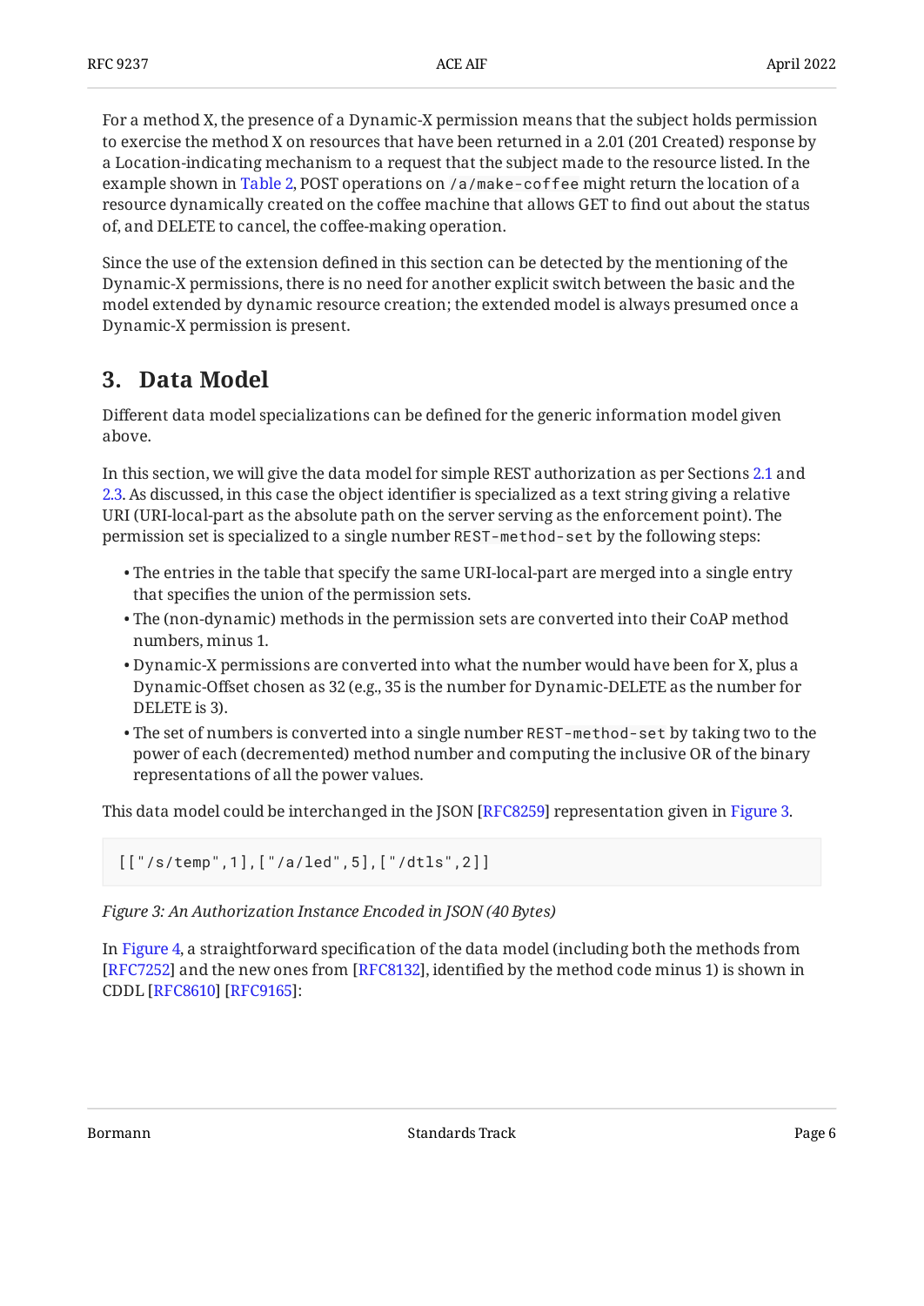For a method X, the presence of a Dynamic-X permission means that the subject holds permission to exercise the method X on resources that have been returned in a 2.01 (201 Created) response by a Location-indicating mechanism to a request that the subject made to the resource listed. In the example shown in Table 2, POST operations on `/a/make-coffee` might return the location of a resource dynamically created on the coffee machine that allows GET to find out about the status of, and DELETE to cancel, the coffee-making operation.

Since the use of the extension defined in this section can be detected by the mentioning of the Dynamic-X permissions, there is no need for another explicit switch between the basic and the model extended by dynamic resource creation; the extended model is always presumed once a Dynamic-X permission is present.

## 3. Data Model

Different data model specializations can be defined for the generic information model given above.

In this section, we will give the data model for simple REST authorization as per Sections 2.1 and 2.3. As discussed, in this case the object identifier is specialized as a text string giving a relative URI (URI-local-part as the absolute path on the server serving as the enforcement point). The permission set is specialized to a single number `REST-method-set` by the following steps:

- The entries in the table that specify the same URI-local-part are merged into a single entry that specifies the union of the permission sets.
- The (non-dynamic) methods in the permission sets are converted into their CoAP method numbers, minus 1.
- Dynamic-X permissions are converted into what the number would have been for X, plus a Dynamic-Offset chosen as 32 (e.g., 35 is the number for Dynamic-DELETE as the number for DELETE is 3).
- The set of numbers is converted into a single number `REST-method-set` by taking two to the power of each (decremented) method number and computing the inclusive OR of the binary representations of all the power values.

This data model could be interchanged in the JSON [RFC8259] representation given in Figure 3.

```
[["/s/temp",1],["/a/led",5],["/dtls",2]]
```

*Figure 3: An Authorization Instance Encoded in JSON (40 Bytes)*

In Figure 4, a straightforward specification of the data model (including both the methods from [RFC7252] and the new ones from [RFC8132], identified by the method code minus 1) is shown in CDDL [RFC8610] [RFC9165]: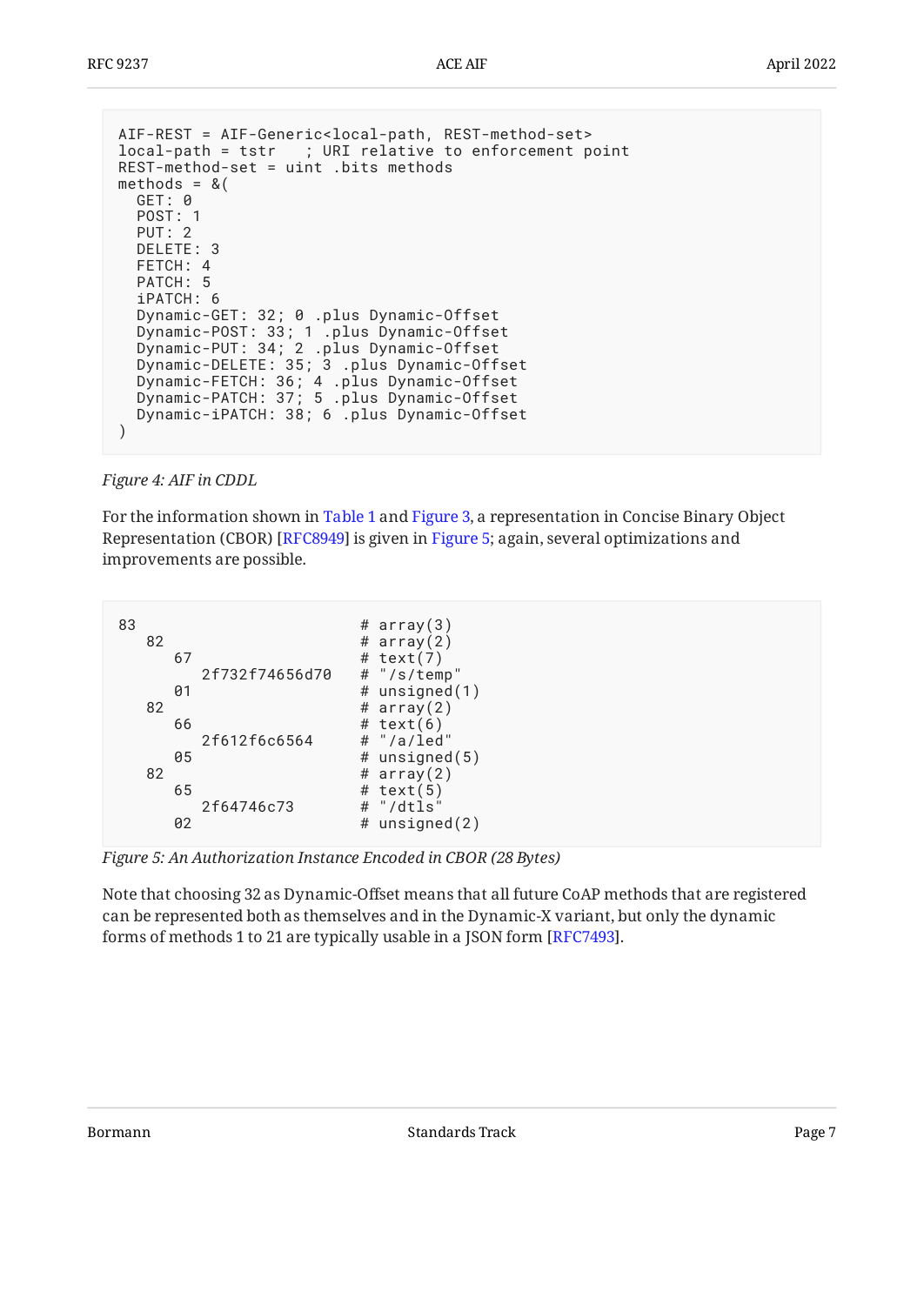```
AIF-REST = AIF-Generic<local-path, REST-method-set>
local-path = tstr   ; URI relative to enforcement point
REST-method-set = uint .bits methods
methods = &(
  GET: 0
  POST: 1
  PUT: 2
  DELETE: 3
  FETCH: 4
  PATCH: 5
  iPATCH: 6
  Dynamic-GET: 32; 0 .plus Dynamic-Offset
  Dynamic-POST: 33; 1 .plus Dynamic-Offset
  Dynamic-PUT: 34; 2 .plus Dynamic-Offset
  Dynamic-DELETE: 35; 3 .plus Dynamic-Offset
  Dynamic-FETCH: 36; 4 .plus Dynamic-Offset
  Dynamic-PATCH: 37; 5 .plus Dynamic-Offset
  Dynamic-iPATCH: 38; 6 .plus Dynamic-Offset
)
```

*Figure 4: AIF in CDDL*

For the information shown in Table 1 and Figure 3, a representation in Concise Binary Object Representation (CBOR) [RFC8949] is given in Figure 5; again, several optimizations and improvements are possible.

```
83                          # array(3)
   82                       # array(2)
      67                    # text(7)
         2f732f74656d70     # "/s/temp"
      01                    # unsigned(1)
   82                       # array(2)
      66                    # text(6)
         2f612f6c6564       # "/a/led"
      05                    # unsigned(5)
   82                       # array(2)
      65                    # text(5)
         2f64746c73         # "/dtls"
      02                    # unsigned(2)
```

*Figure 5: An Authorization Instance Encoded in CBOR (28 Bytes)*

Note that choosing 32 as Dynamic-Offset means that all future CoAP methods that are registered can be represented both as themselves and in the Dynamic-X variant, but only the dynamic forms of methods 1 to 21 are typically usable in a JSON form [RFC7493].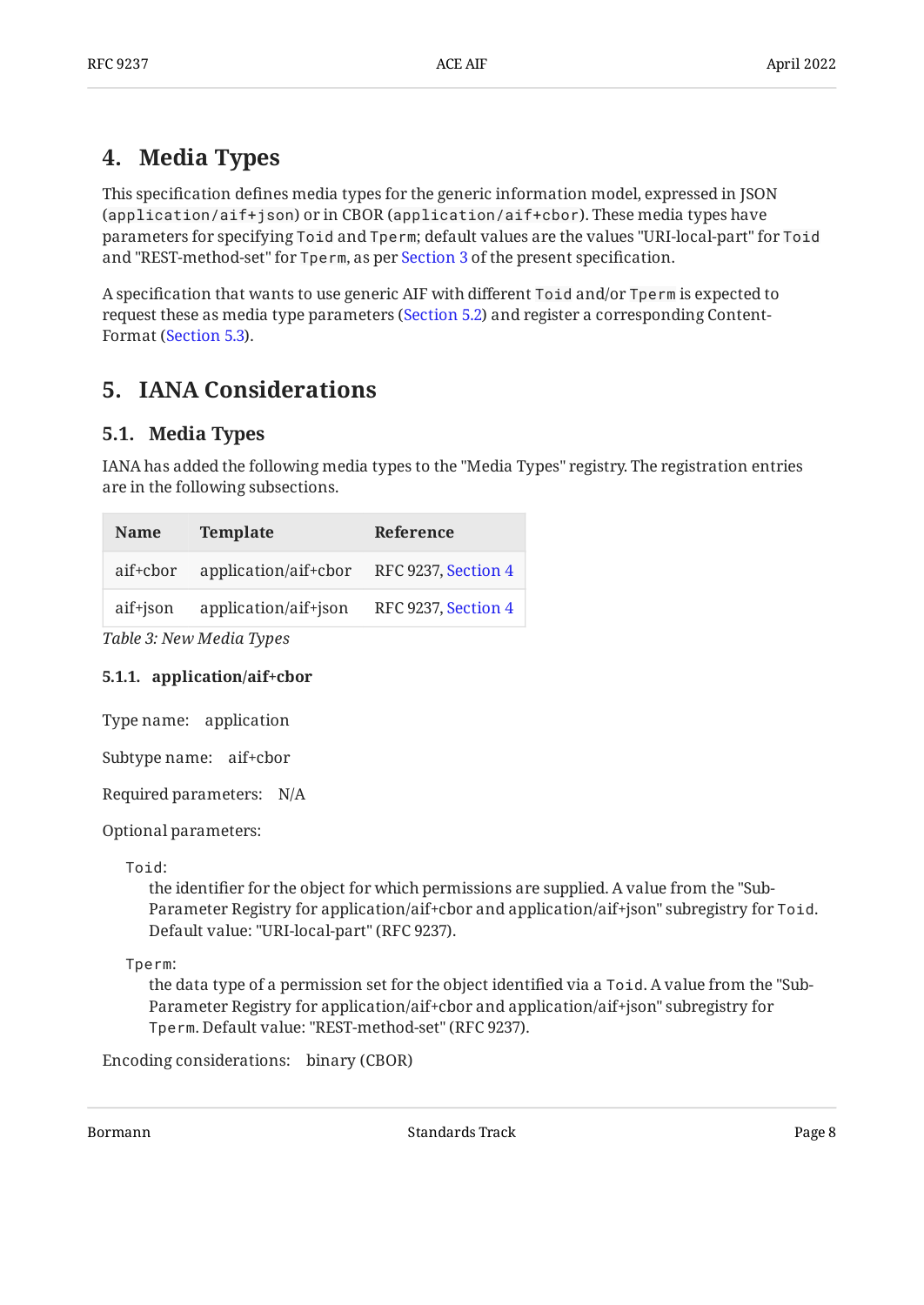## 4. Media Types

This specification defines media types for the generic information model, expressed in JSON (`application/aif+json`) or in CBOR (`application/aif+cbor`). These media types have parameters for specifying `Toid` and `Tperm`; default values are the values "URI-local-part" for `Toid` and "REST-method-set" for `Tperm`, as per Section 3 of the present specification.

A specification that wants to use generic AIF with different `Toid` and/or `Tperm` is expected to request these as media type parameters (Section 5.2) and register a corresponding Content-Format (Section 5.3).

## 5. IANA Considerations

### 5.1. Media Types

IANA has added the following media types to the "Media Types" registry. The registration entries are in the following subsections.

| Name | Template | Reference |
|---|---|---|
| aif+cbor | application/aif+cbor | RFC 9237, Section 4 |
| aif+json | application/aif+json | RFC 9237, Section 4 |

*Table 3: New Media Types*

#### 5.1.1. application/aif+cbor

Type name: application

Subtype name: aif+cbor

Required parameters: N/A

Optional parameters:

`Toid`:
: the identifier for the object for which permissions are supplied. A value from the "Sub-Parameter Registry for application/aif+cbor and application/aif+json" subregistry for `Toid`. Default value: "URI-local-part" (RFC 9237).

`Tperm`:
: the data type of a permission set for the object identified via a `Toid`. A value from the "Sub-Parameter Registry for application/aif+cbor and application/aif+json" subregistry for `Tperm`. Default value: "REST-method-set" (RFC 9237).

Encoding considerations: binary (CBOR)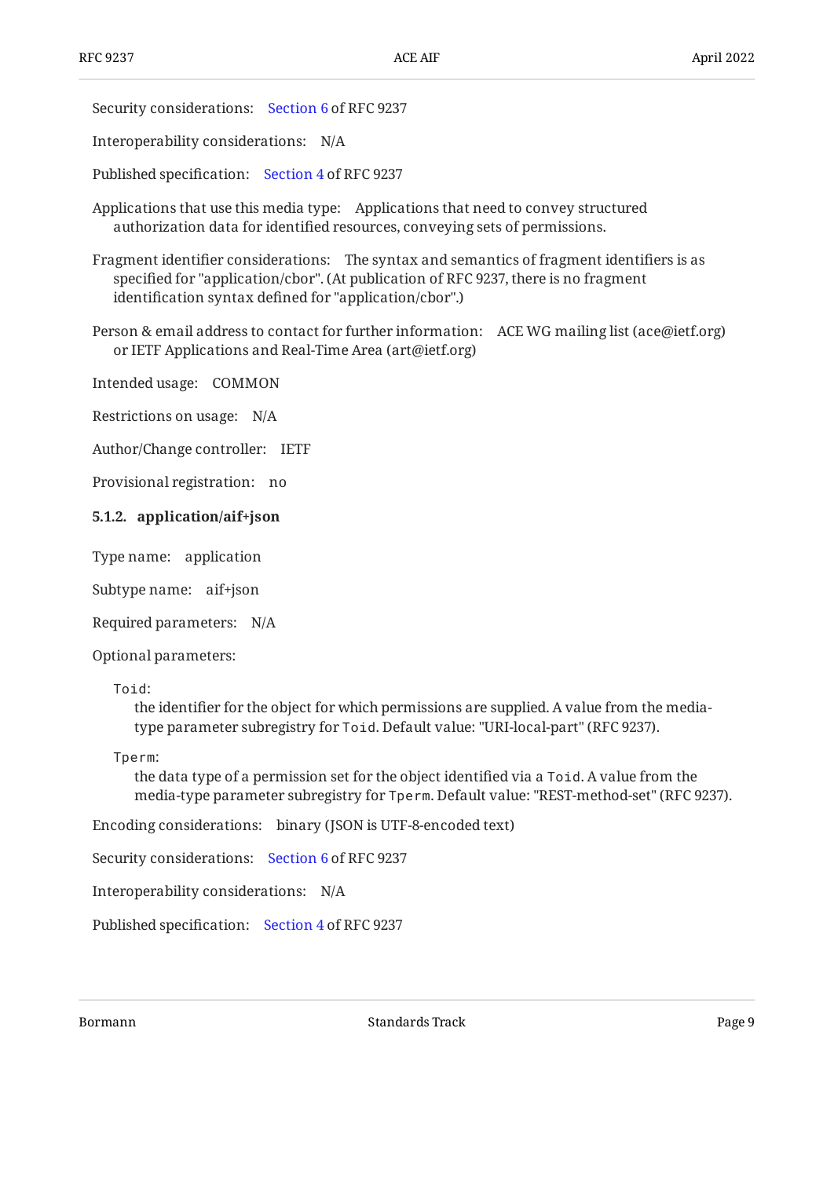Security considerations: Section 6 of RFC 9237

Interoperability considerations: N/A

Published specification: Section 4 of RFC 9237

Applications that use this media type: Applications that need to convey structured authorization data for identified resources, conveying sets of permissions.

Fragment identifier considerations: The syntax and semantics of fragment identifiers is as specified for "application/cbor". (At publication of RFC 9237, there is no fragment identification syntax defined for "application/cbor".)

Person & email address to contact for further information: ACE WG mailing list (ace@ietf.org) or IETF Applications and Real-Time Area (art@ietf.org)

Intended usage: COMMON

Restrictions on usage: N/A

Author/Change controller: IETF

Provisional registration: no

#### 5.1.2. application/aif+json

Type name: application

Subtype name: aif+json

Required parameters: N/A

Optional parameters:

`Toid`:
: the identifier for the object for which permissions are supplied. A value from the media-type parameter subregistry for `Toid`. Default value: "URI-local-part" (RFC 9237).

`Tperm`:
: the data type of a permission set for the object identified via a `Toid`. A value from the media-type parameter subregistry for `Tperm`. Default value: "REST-method-set" (RFC 9237).

Encoding considerations: binary (JSON is UTF-8-encoded text)

Security considerations: Section 6 of RFC 9237

Interoperability considerations: N/A

Published specification: Section 4 of RFC 9237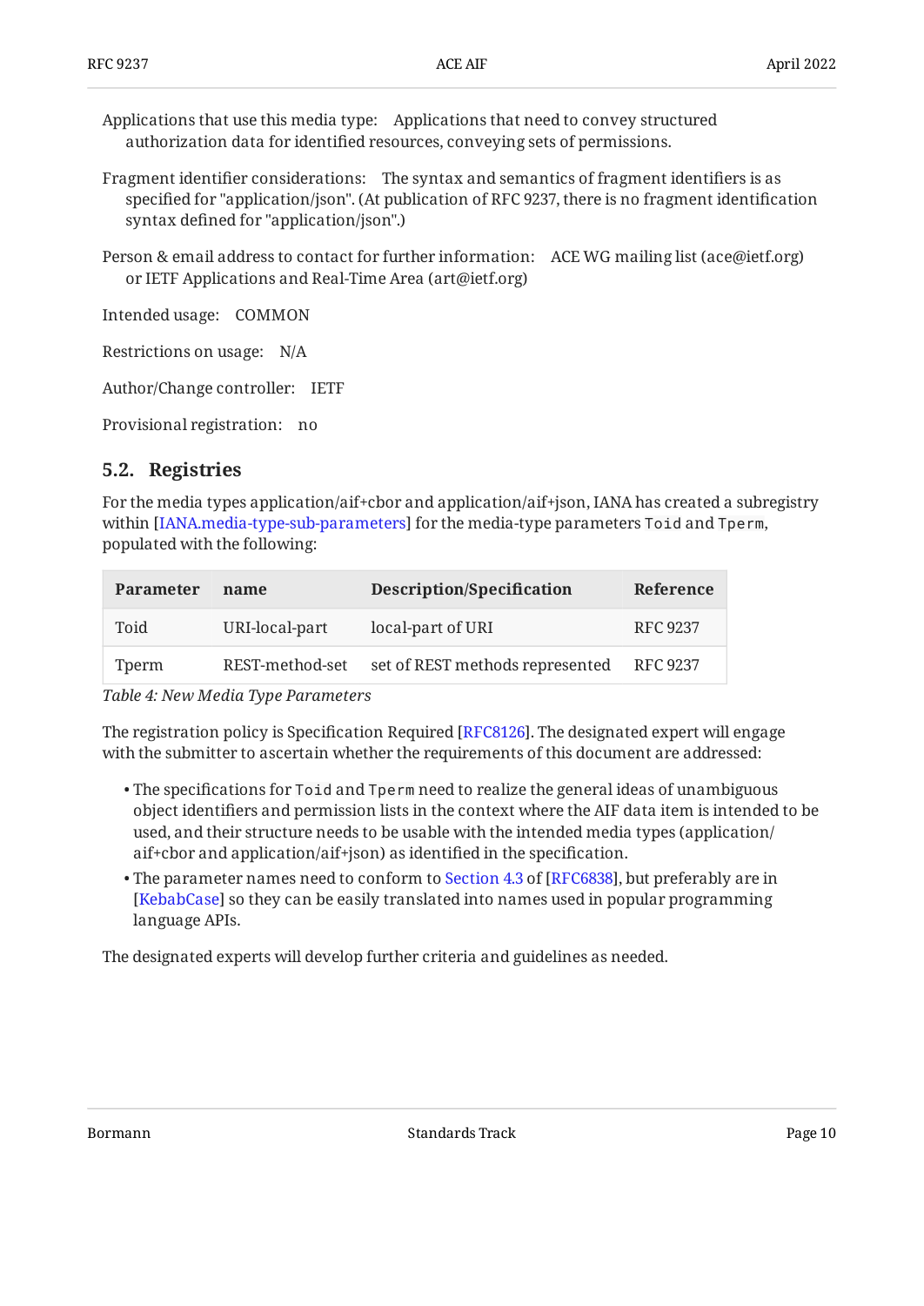Applications that use this media type: Applications that need to convey structured authorization data for identified resources, conveying sets of permissions.

Fragment identifier considerations: The syntax and semantics of fragment identifiers is as specified for "application/json". (At publication of RFC 9237, there is no fragment identification syntax defined for "application/json".)

Person & email address to contact for further information: ACE WG mailing list (ace@ietf.org) or IETF Applications and Real-Time Area (art@ietf.org)

Intended usage: COMMON

Restrictions on usage: N/A

Author/Change controller: IETF

Provisional registration: no

## 5.2. Registries

For the media types application/aif+cbor and application/aif+json, IANA has created a subregistry within [IANA.media-type-sub-parameters] for the media-type parameters `Toid` and `Tperm`, populated with the following:

| Parameter | name | Description/Specification | Reference |
|---|---|---|---|
| Toid | URI-local-part | local-part of URI | RFC 9237 |
| Tperm | REST-method-set | set of REST methods represented | RFC 9237 |

*Table 4: New Media Type Parameters*

The registration policy is Specification Required [RFC8126]. The designated expert will engage with the submitter to ascertain whether the requirements of this document are addressed:

- The specifications for `Toid` and `Tperm` need to realize the general ideas of unambiguous object identifiers and permission lists in the context where the AIF data item is intended to be used, and their structure needs to be usable with the intended media types (application/aif+cbor and application/aif+json) as identified in the specification.
- The parameter names need to conform to Section 4.3 of [RFC6838], but preferably are in [KebabCase] so they can be easily translated into names used in popular programming language APIs.

The designated experts will develop further criteria and guidelines as needed.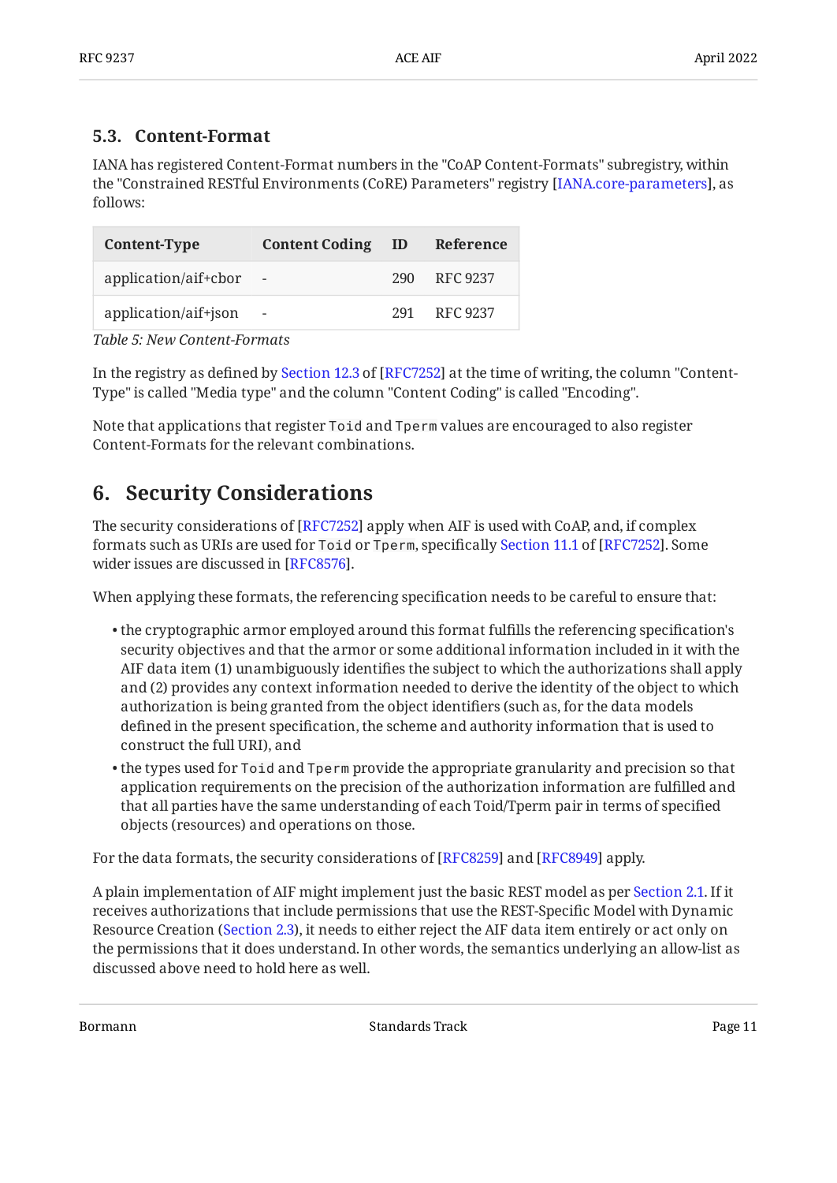### 5.3. Content-Format

IANA has registered Content-Format numbers in the "CoAP Content-Formats" subregistry, within the "Constrained RESTful Environments (CoRE) Parameters" registry [IANA.core-parameters], as follows:

| Content-Type | Content Coding | ID | Reference |
|---|---|---|---|
| application/aif+cbor | - | 290 | RFC 9237 |
| application/aif+json | - | 291 | RFC 9237 |

*Table 5: New Content-Formats*

In the registry as defined by Section 12.3 of [RFC7252] at the time of writing, the column "Content-Type" is called "Media type" and the column "Content Coding" is called "Encoding".

Note that applications that register `Toid` and `Tperm` values are encouraged to also register Content-Formats for the relevant combinations.

## 6. Security Considerations

The security considerations of [RFC7252] apply when AIF is used with CoAP, and, if complex formats such as URIs are used for `Toid` or `Tperm`, specifically Section 11.1 of [RFC7252]. Some wider issues are discussed in [RFC8576].

When applying these formats, the referencing specification needs to be careful to ensure that:

- the cryptographic armor employed around this format fulfills the referencing specification's security objectives and that the armor or some additional information included in it with the AIF data item (1) unambiguously identifies the subject to which the authorizations shall apply and (2) provides any context information needed to derive the identity of the object to which authorization is being granted from the object identifiers (such as, for the data models defined in the present specification, the scheme and authority information that is used to construct the full URI), and
- the types used for `Toid` and `Tperm` provide the appropriate granularity and precision so that application requirements on the precision of the authorization information are fulfilled and that all parties have the same understanding of each Toid/Tperm pair in terms of specified objects (resources) and operations on those.

For the data formats, the security considerations of [RFC8259] and [RFC8949] apply.

A plain implementation of AIF might implement just the basic REST model as per Section 2.1. If it receives authorizations that include permissions that use the REST-Specific Model with Dynamic Resource Creation (Section 2.3), it needs to either reject the AIF data item entirely or act only on the permissions that it does understand. In other words, the semantics underlying an allow-list as discussed above need to hold here as well.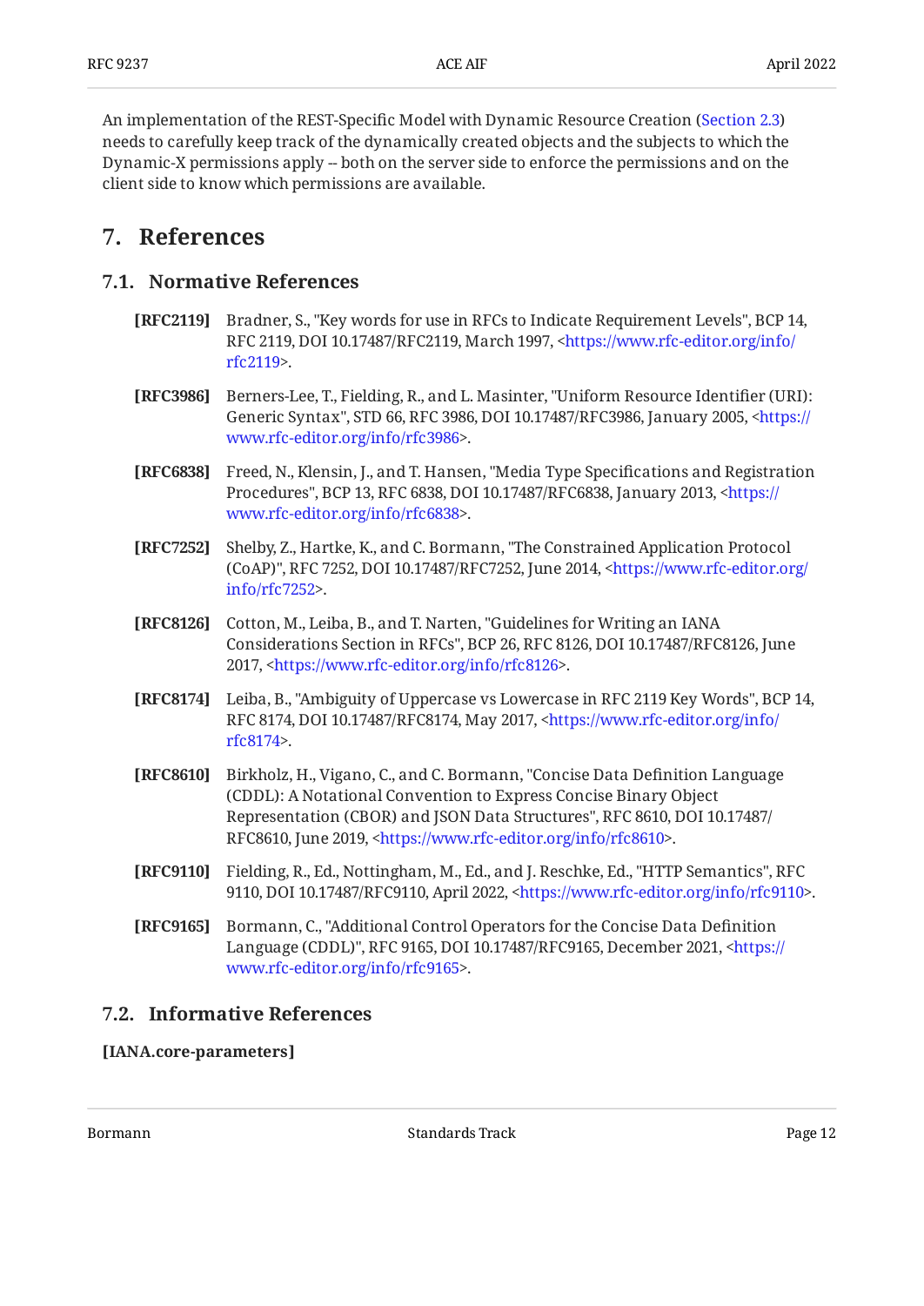An implementation of the REST-Specific Model with Dynamic Resource Creation (Section 2.3) needs to carefully keep track of the dynamically created objects and the subjects to which the Dynamic-X permissions apply -- both on the server side to enforce the permissions and on the client side to know which permissions are available.

## 7. References

### 7.1. Normative References

**[RFC2119]** Bradner, S., "Key words for use in RFCs to Indicate Requirement Levels", BCP 14, RFC 2119, DOI 10.17487/RFC2119, March 1997, <https://www.rfc-editor.org/info/rfc2119>.

**[RFC3986]** Berners-Lee, T., Fielding, R., and L. Masinter, "Uniform Resource Identifier (URI): Generic Syntax", STD 66, RFC 3986, DOI 10.17487/RFC3986, January 2005, <https://www.rfc-editor.org/info/rfc3986>.

**[RFC6838]** Freed, N., Klensin, J., and T. Hansen, "Media Type Specifications and Registration Procedures", BCP 13, RFC 6838, DOI 10.17487/RFC6838, January 2013, <https://www.rfc-editor.org/info/rfc6838>.

**[RFC7252]** Shelby, Z., Hartke, K., and C. Bormann, "The Constrained Application Protocol (CoAP)", RFC 7252, DOI 10.17487/RFC7252, June 2014, <https://www.rfc-editor.org/info/rfc7252>.

**[RFC8126]** Cotton, M., Leiba, B., and T. Narten, "Guidelines for Writing an IANA Considerations Section in RFCs", BCP 26, RFC 8126, DOI 10.17487/RFC8126, June 2017, <https://www.rfc-editor.org/info/rfc8126>.

**[RFC8174]** Leiba, B., "Ambiguity of Uppercase vs Lowercase in RFC 2119 Key Words", BCP 14, RFC 8174, DOI 10.17487/RFC8174, May 2017, <https://www.rfc-editor.org/info/rfc8174>.

**[RFC8610]** Birkholz, H., Vigano, C., and C. Bormann, "Concise Data Definition Language (CDDL): A Notational Convention to Express Concise Binary Object Representation (CBOR) and JSON Data Structures", RFC 8610, DOI 10.17487/RFC8610, June 2019, <https://www.rfc-editor.org/info/rfc8610>.

**[RFC9110]** Fielding, R., Ed., Nottingham, M., Ed., and J. Reschke, Ed., "HTTP Semantics", RFC 9110, DOI 10.17487/RFC9110, April 2022, <https://www.rfc-editor.org/info/rfc9110>.

**[RFC9165]** Bormann, C., "Additional Control Operators for the Concise Data Definition Language (CDDL)", RFC 9165, DOI 10.17487/RFC9165, December 2021, <https://www.rfc-editor.org/info/rfc9165>.

### 7.2. Informative References

**[IANA.core-parameters]**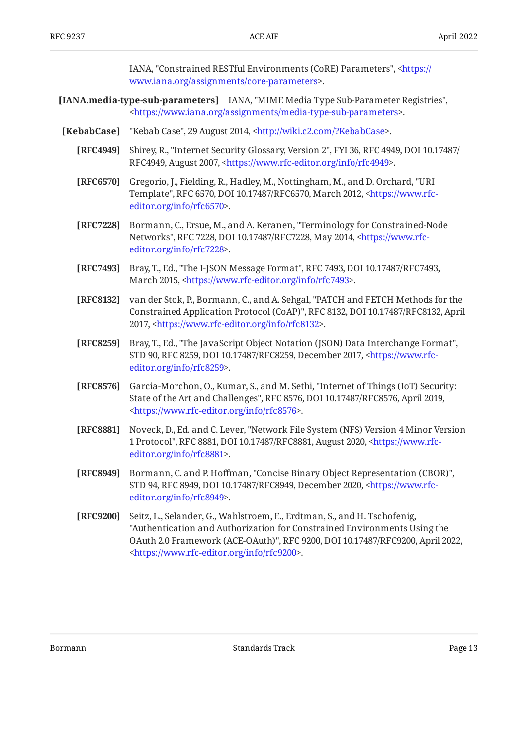IANA, "Constrained RESTful Environments (CoRE) Parameters", <https://www.iana.org/assignments/core-parameters>.

**[IANA.media-type-sub-parameters]** IANA, "MIME Media Type Sub-Parameter Registries", <https://www.iana.org/assignments/media-type-sub-parameters>.

**[KebabCase]** "Kebab Case", 29 August 2014, <http://wiki.c2.com/?KebabCase>.

**[RFC4949]** Shirey, R., "Internet Security Glossary, Version 2", FYI 36, RFC 4949, DOI 10.17487/RFC4949, August 2007, <https://www.rfc-editor.org/info/rfc4949>.

**[RFC6570]** Gregorio, J., Fielding, R., Hadley, M., Nottingham, M., and D. Orchard, "URI Template", RFC 6570, DOI 10.17487/RFC6570, March 2012, <https://www.rfc-editor.org/info/rfc6570>.

**[RFC7228]** Bormann, C., Ersue, M., and A. Keranen, "Terminology for Constrained-Node Networks", RFC 7228, DOI 10.17487/RFC7228, May 2014, <https://www.rfc-editor.org/info/rfc7228>.

**[RFC7493]** Bray, T., Ed., "The I-JSON Message Format", RFC 7493, DOI 10.17487/RFC7493, March 2015, <https://www.rfc-editor.org/info/rfc7493>.

**[RFC8132]** van der Stok, P., Bormann, C., and A. Sehgal, "PATCH and FETCH Methods for the Constrained Application Protocol (CoAP)", RFC 8132, DOI 10.17487/RFC8132, April 2017, <https://www.rfc-editor.org/info/rfc8132>.

**[RFC8259]** Bray, T., Ed., "The JavaScript Object Notation (JSON) Data Interchange Format", STD 90, RFC 8259, DOI 10.17487/RFC8259, December 2017, <https://www.rfc-editor.org/info/rfc8259>.

**[RFC8576]** Garcia-Morchon, O., Kumar, S., and M. Sethi, "Internet of Things (IoT) Security: State of the Art and Challenges", RFC 8576, DOI 10.17487/RFC8576, April 2019, <https://www.rfc-editor.org/info/rfc8576>.

**[RFC8881]** Noveck, D., Ed. and C. Lever, "Network File System (NFS) Version 4 Minor Version 1 Protocol", RFC 8881, DOI 10.17487/RFC8881, August 2020, <https://www.rfc-editor.org/info/rfc8881>.

**[RFC8949]** Bormann, C. and P. Hoffman, "Concise Binary Object Representation (CBOR)", STD 94, RFC 8949, DOI 10.17487/RFC8949, December 2020, <https://www.rfc-editor.org/info/rfc8949>.

**[RFC9200]** Seitz, L., Selander, G., Wahlstroem, E., Erdtman, S., and H. Tschofenig, "Authentication and Authorization for Constrained Environments Using the OAuth 2.0 Framework (ACE-OAuth)", RFC 9200, DOI 10.17487/RFC9200, April 2022, <https://www.rfc-editor.org/info/rfc9200>.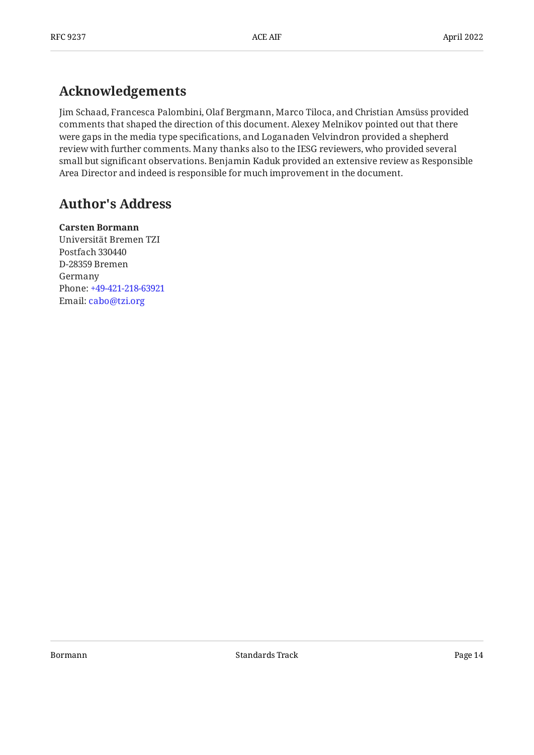## Acknowledgements

Jim Schaad, Francesca Palombini, Olaf Bergmann, Marco Tiloca, and Christian Amsüss provided comments that shaped the direction of this document. Alexey Melnikov pointed out that there were gaps in the media type specifications, and Loganaden Velvindron provided a shepherd review with further comments. Many thanks also to the IESG reviewers, who provided several small but significant observations. Benjamin Kaduk provided an extensive review as Responsible Area Director and indeed is responsible for much improvement in the document.

## Author's Address

**Carsten Bormann**
Universität Bremen TZI
Postfach 330440
D-28359 Bremen
Germany
Phone: +49-421-218-63921
Email: cabo@tzi.org